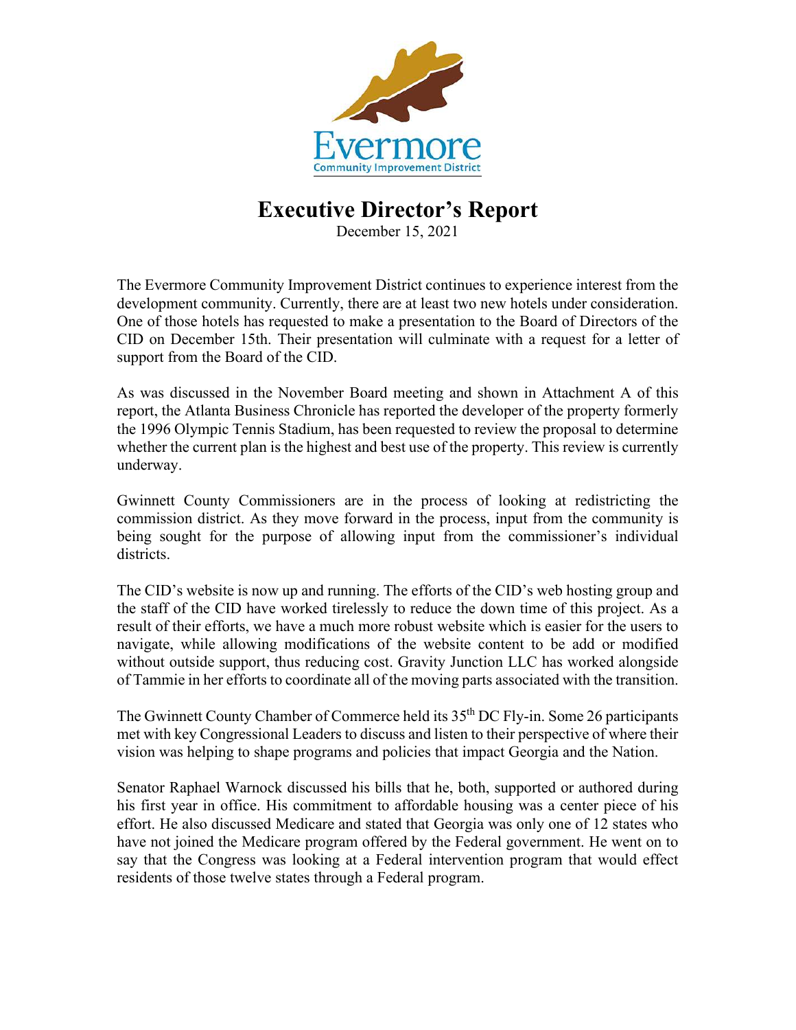Evermore
Community Improvement District

# Executive Director's Report

December 15, 2021

The Evermore Community Improvement District continues to experience interest from the development community. Currently, there are at least two new hotels under consideration. One of those hotels has requested to make a presentation to the Board of Directors of the CID on December 15th. Their presentation will culminate with a request for a letter of support from the Board of the CID.

As was discussed in the November Board meeting and shown in Attachment A of this report, the Atlanta Business Chronicle has reported the developer of the property formerly the 1996 Olympic Tennis Stadium, has been requested to review the proposal to determine whether the current plan is the highest and best use of the property. This review is currently underway.

Gwinnett County Commissioners are in the process of looking at redistricting the commission district. As they move forward in the process, input from the community is being sought for the purpose of allowing input from the commissioner's individual districts.

The CID's website is now up and running. The efforts of the CID's web hosting group and the staff of the CID have worked tirelessly to reduce the down time of this project. As a result of their efforts, we have a much more robust website which is easier for the users to navigate, while allowing modifications of the website content to be add or modified without outside support, thus reducing cost. Gravity Junction LLC has worked alongside of Tammie in her efforts to coordinate all of the moving parts associated with the transition.

The Gwinnett County Chamber of Commerce held its 35th DC Fly-in. Some 26 participants met with key Congressional Leaders to discuss and listen to their perspective of where their vision was helping to shape programs and policies that impact Georgia and the Nation.

Senator Raphael Warnock discussed his bills that he, both, supported or authored during his first year in office. His commitment to affordable housing was a center piece of his effort. He also discussed Medicare and stated that Georgia was only one of 12 states who have not joined the Medicare program offered by the Federal government. He went on to say that the Congress was looking at a Federal intervention program that would effect residents of those twelve states through a Federal program.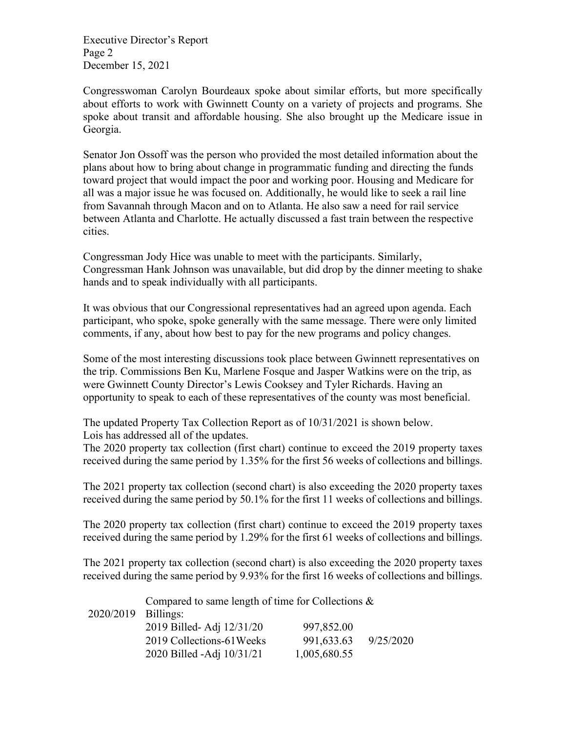Congresswoman Carolyn Bourdeaux spoke about similar efforts, but more specifically about efforts to work with Gwinnett County on a variety of projects and programs. She spoke about transit and affordable housing. She also brought up the Medicare issue in Georgia.

Senator Jon Ossoff was the person who provided the most detailed information about the plans about how to bring about change in programmatic funding and directing the funds toward project that would impact the poor and working poor. Housing and Medicare for all was a major issue he was focused on. Additionally, he would like to seek a rail line from Savannah through Macon and on to Atlanta. He also saw a need for rail service between Atlanta and Charlotte. He actually discussed a fast train between the respective cities.

Congressman Jody Hice was unable to meet with the participants. Similarly, Congressman Hank Johnson was unavailable, but did drop by the dinner meeting to shake hands and to speak individually with all participants.

It was obvious that our Congressional representatives had an agreed upon agenda. Each participant, who spoke, spoke generally with the same message. There were only limited comments, if any, about how best to pay for the new programs and policy changes.

Some of the most interesting discussions took place between Gwinnett representatives on the trip. Commissions Ben Ku, Marlene Fosque and Jasper Watkins were on the trip, as were Gwinnett County Director's Lewis Cooksey and Tyler Richards. Having an opportunity to speak to each of these representatives of the county was most beneficial.

The updated Property Tax Collection Report as of 10/31/2021 is shown below.
Lois has addressed all of the updates.
The 2020 property tax collection (first chart) continue to exceed the 2019 property taxes received during the same period by 1.35% for the first 56 weeks of collections and billings.

The 2021 property tax collection (second chart) is also exceeding the 2020 property taxes received during the same period by 50.1% for the first 11 weeks of collections and billings.

The 2020 property tax collection (first chart) continue to exceed the 2019 property taxes received during the same period by 1.29% for the first 61 weeks of collections and billings.

The 2021 property tax collection (second chart) is also exceeding the 2020 property taxes received during the same period by 9.93% for the first 16 weeks of collections and billings.

| 2020/2019 | Compared to same length of time for Collections & Billings: | | |
|---|---|---|---|
| | 2019 Billed- Adj 12/31/20 | 997,852.00 | |
| | 2019 Collections-61Weeks | 991,633.63 | 9/25/2020 |
| | 2020 Billed -Adj 10/31/21 | 1,005,680.55 | |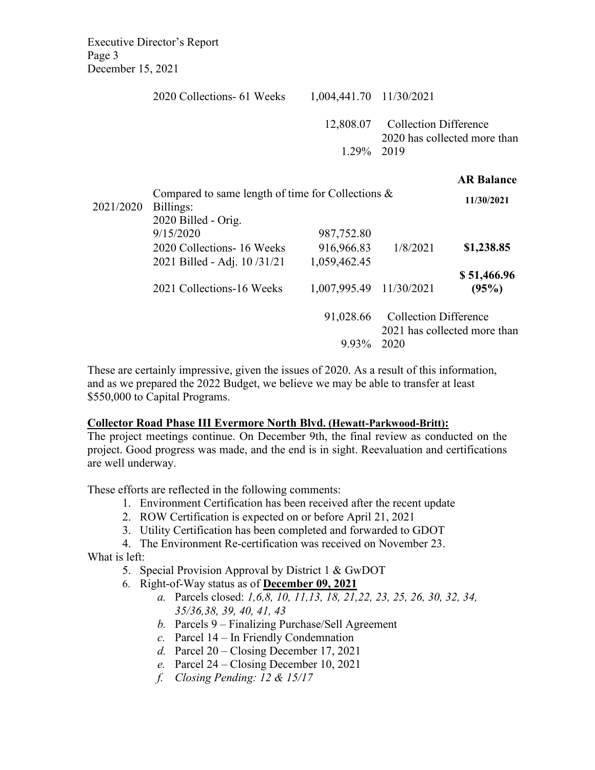| | | | | |
|---|---|---|---|---|
| | 2020 Collections- 61 Weeks | 1,004,441.70 | 11/30/2021 | |
| | | 12,808.07 | Collection Difference | |
| | | 1.29% | 2020 has collected more than 2019 | |
| | | | | **AR Balance** |
| 2021/2020 | Compared to same length of time for Collections & Billings: | | | **11/30/2021** |
| | 2020 Billed - Orig. 9/15/2020 | 987,752.80 | | |
| | 2020 Collections- 16 Weeks | 916,966.83 | 1/8/2021 | **$1,238.85** |
| | 2021 Billed - Adj. 10 /31/21 | 1,059,462.45 | | |
| | 2021 Collections-16 Weeks | 1,007,995.49 | 11/30/2021 | **$ 51,466.96 (95%)** |
| | | 91,028.66 | Collection Difference | |
| | | 9.93% | 2021 has collected more than 2020 | |

These are certainly impressive, given the issues of 2020. As a result of this information, and as we prepared the 2022 Budget, we believe we may be able to transfer at least $550,000 to Capital Programs.

**Collector Road Phase III Evermore North Blvd. (Hewatt-Parkwood-Britt):**

The project meetings continue. On December 9th, the final review as conducted on the project. Good progress was made, and the end is in sight. Reevaluation and certifications are well underway.

These efforts are reflected in the following comments:

1. Environment Certification has been received after the recent update
2. ROW Certification is expected on or before April 21, 2021
3. Utility Certification has been completed and forwarded to GDOT
4. The Environment Re-certification was received on November 23.

What is left:

5. Special Provision Approval by District 1 & GwDOT
6. Right-of-Way status as of **December 09, 2021**
   a. Parcels closed: *1,6,8, 10, 11,13, 18, 21,22, 23, 25, 26, 30, 32, 34, 35/36,38, 39, 40, 41, 43*
   b. Parcels 9 – Finalizing Purchase/Sell Agreement
   c. Parcel 14 – In Friendly Condemnation
   d. Parcel 20 – Closing December 17, 2021
   e. Parcel 24 – Closing December 10, 2021
   f. *Closing Pending: 12 & 15/17*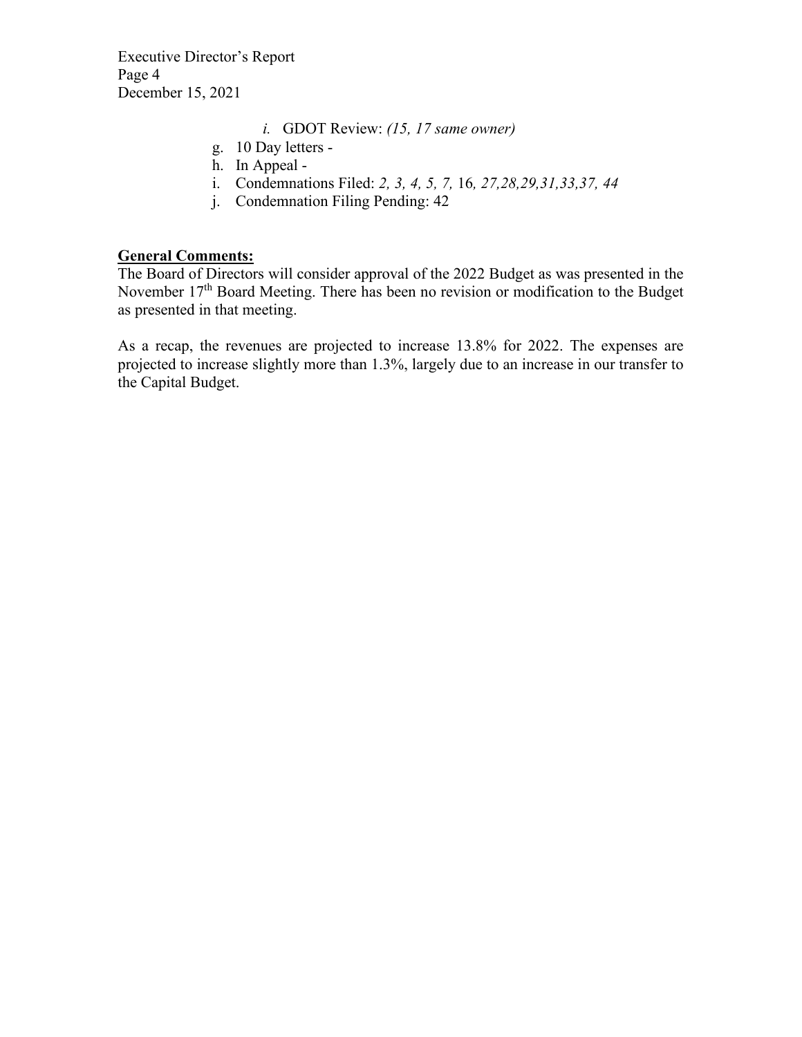i. GDOT Review: *(15, 17 same owner)*

g. 10 Day letters -
h. In Appeal -
i. Condemnations Filed: *2, 3, 4, 5, 7,* 16*, 27,28,29,31,33,37, 44*
j. Condemnation Filing Pending: 42

**General Comments:**

The Board of Directors will consider approval of the 2022 Budget as was presented in the November 17th Board Meeting. There has been no revision or modification to the Budget as presented in that meeting.

As a recap, the revenues are projected to increase 13.8% for 2022. The expenses are projected to increase slightly more than 1.3%, largely due to an increase in our transfer to the Capital Budget.